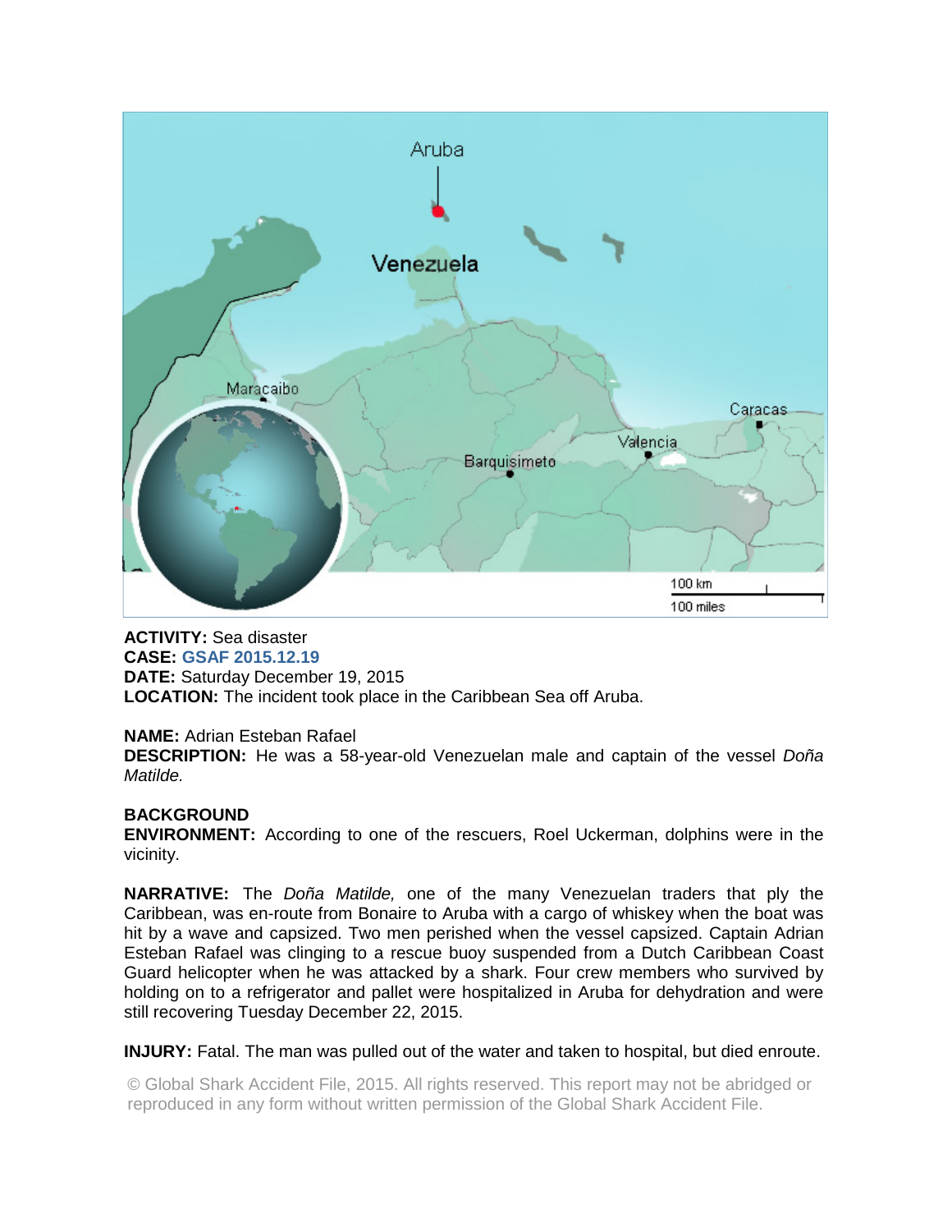**ACTIVITY:** Sea disaster
**CASE:** GSAF 2015.12.19
**DATE:** Saturday December 19, 2015
**LOCATION:** The incident took place in the Caribbean Sea off Aruba.

**NAME:** Adrian Esteban Rafael
**DESCRIPTION:** He was a 58-year-old Venezuelan male and captain of the vessel *Doña Matilde.*

**BACKGROUND**
**ENVIRONMENT:** According to one of the rescuers, Roel Uckerman, dolphins were in the vicinity.

**NARRATIVE:** The *Doña Matilde,* one of the many Venezuelan traders that ply the Caribbean, was en-route from Bonaire to Aruba with a cargo of whiskey when the boat was hit by a wave and capsized. Two men perished when the vessel capsized. Captain Adrian Esteban Rafael was clinging to a rescue buoy suspended from a Dutch Caribbean Coast Guard helicopter when he was attacked by a shark. Four crew members who survived by holding on to a refrigerator and pallet were hospitalized in Aruba for dehydration and were still recovering Tuesday December 22, 2015.

**INJURY:** Fatal. The man was pulled out of the water and taken to hospital, but died enroute.

© Global Shark Accident File, 2015. All rights reserved. This report may not be abridged or reproduced in any form without written permission of the Global Shark Accident File.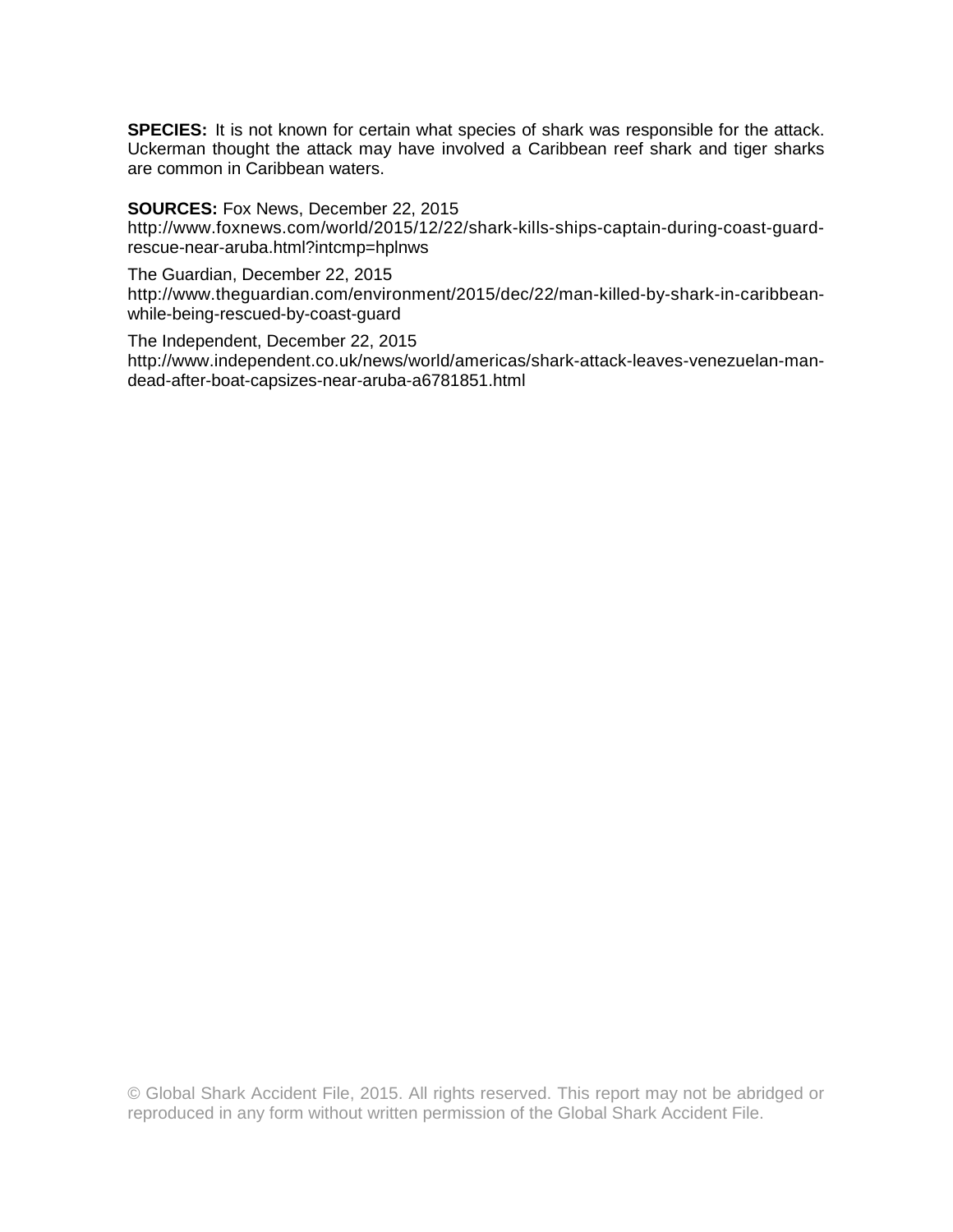**SPECIES:** It is not known for certain what species of shark was responsible for the attack. Uckerman thought the attack may have involved a Caribbean reef shark and tiger sharks are common in Caribbean waters.

**SOURCES:** Fox News, December 22, 2015
http://www.foxnews.com/world/2015/12/22/shark-kills-ships-captain-during-coast-guard-rescue-near-aruba.html?intcmp=hplnws

The Guardian, December 22, 2015
http://www.theguardian.com/environment/2015/dec/22/man-killed-by-shark-in-caribbean-while-being-rescued-by-coast-guard

The Independent, December 22, 2015
http://www.independent.co.uk/news/world/americas/shark-attack-leaves-venezuelan-man-dead-after-boat-capsizes-near-aruba-a6781851.html

© Global Shark Accident File, 2015. All rights reserved. This report may not be abridged or reproduced in any form without written permission of the Global Shark Accident File.